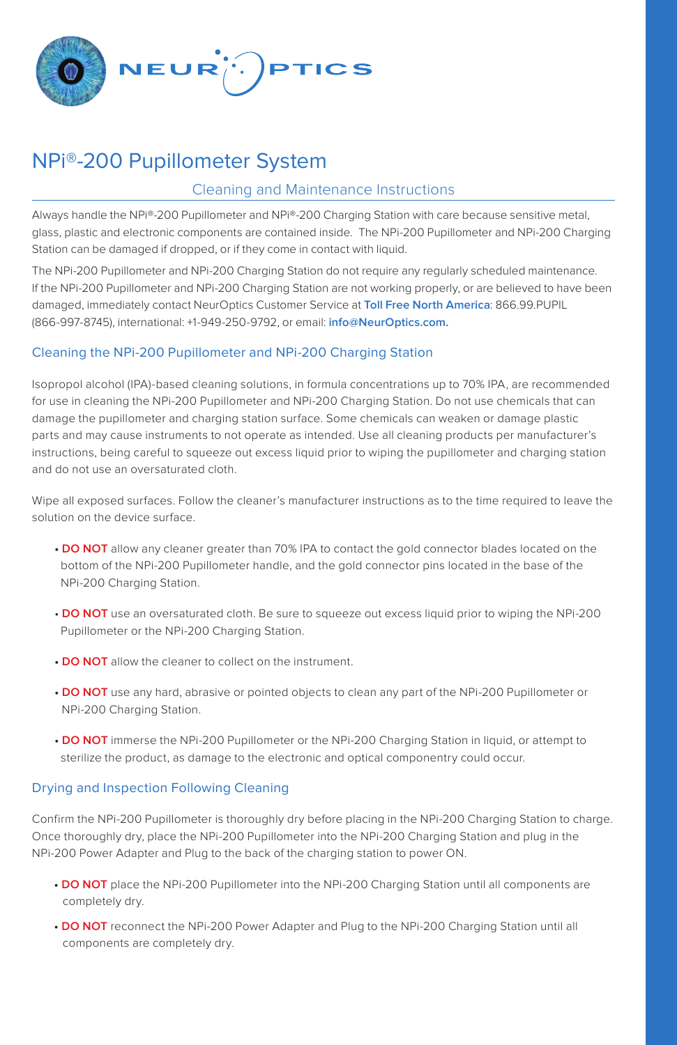NEUROPTICS

# NPi®-200 Pupillometer System

## Cleaning and Maintenance Instructions

Always handle the NPi®-200 Pupillometer and NPi®-200 Charging Station with care because sensitive metal, glass, plastic and electronic components are contained inside. The NPi-200 Pupillometer and NPi-200 Charging Station can be damaged if dropped, or if they come in contact with liquid.

The NPi-200 Pupillometer and NPi-200 Charging Station do not require any regularly scheduled maintenance. If the NPi-200 Pupillometer and NPi-200 Charging Station are not working properly, or are believed to have been damaged, immediately contact NeurOptics Customer Service at **Toll Free North America**: 866.99.PUPIL (866-997-8745), international: +1-949-250-9792, or email: **info@NeurOptics.com.**

### Cleaning the NPi-200 Pupillometer and NPi-200 Charging Station

Isopropol alcohol (IPA)-based cleaning solutions, in formula concentrations up to 70% IPA, are recommended for use in cleaning the NPi-200 Pupillometer and NPi-200 Charging Station. Do not use chemicals that can damage the pupillometer and charging station surface. Some chemicals can weaken or damage plastic parts and may cause instruments to not operate as intended. Use all cleaning products per manufacturer's instructions, being careful to squeeze out excess liquid prior to wiping the pupillometer and charging station and do not use an oversaturated cloth.

Wipe all exposed surfaces. Follow the cleaner's manufacturer instructions as to the time required to leave the solution on the device surface.

- **DO NOT** allow any cleaner greater than 70% IPA to contact the gold connector blades located on the bottom of the NPi-200 Pupillometer handle, and the gold connector pins located in the base of the NPi-200 Charging Station.
- **DO NOT** use an oversaturated cloth. Be sure to squeeze out excess liquid prior to wiping the NPi-200 Pupillometer or the NPi-200 Charging Station.
- **DO NOT** allow the cleaner to collect on the instrument.
- **DO NOT** use any hard, abrasive or pointed objects to clean any part of the NPi-200 Pupillometer or NPi-200 Charging Station.
- **DO NOT** immerse the NPi-200 Pupillometer or the NPi-200 Charging Station in liquid, or attempt to sterilize the product, as damage to the electronic and optical componentry could occur.

### Drying and Inspection Following Cleaning

Confirm the NPi-200 Pupillometer is thoroughly dry before placing in the NPi-200 Charging Station to charge. Once thoroughly dry, place the NPi-200 Pupillometer into the NPi-200 Charging Station and plug in the NPi-200 Power Adapter and Plug to the back of the charging station to power ON.

- **DO NOT** place the NPi-200 Pupillometer into the NPi-200 Charging Station until all components are completely dry.
- **DO NOT** reconnect the NPi-200 Power Adapter and Plug to the NPi-200 Charging Station until all components are completely dry.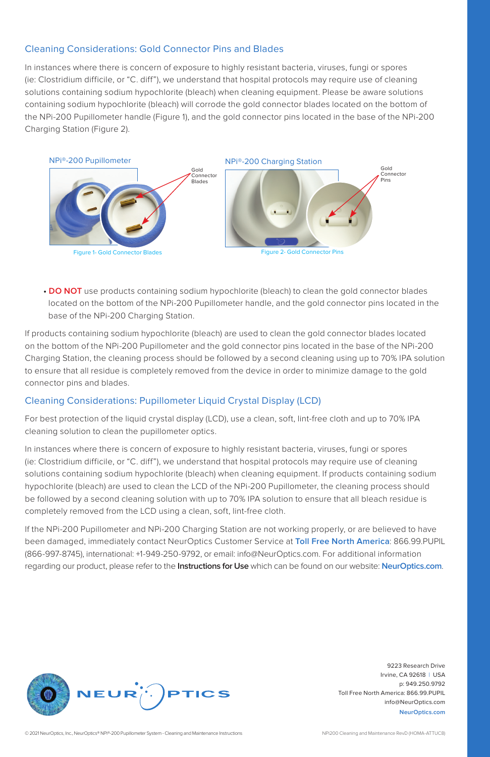## Cleaning Considerations: Gold Connector Pins and Blades

In instances where there is concern of exposure to highly resistant bacteria, viruses, fungi or spores (ie: Clostridium difficile, or "C. diff"), we understand that hospital protocols may require use of cleaning solutions containing sodium hypochlorite (bleach) when cleaning equipment. Please be aware solutions containing sodium hypochlorite (bleach) will corrode the gold connector blades located on the bottom of the NPi-200 Pupillometer handle (Figure 1), and the gold connector pins located in the base of the NPi-200 Charging Station (Figure 2).

NPi®-200 Pupillometer

Gold Connector Blades

Figure 1- Gold Connector Blades

NPi®-200 Charging Station

Gold Connector Pins

Figure 2- Gold Connector Pins

- **DO NOT** use products containing sodium hypochlorite (bleach) to clean the gold connector blades located on the bottom of the NPi-200 Pupillometer handle, and the gold connector pins located in the base of the NPi-200 Charging Station.

If products containing sodium hypochlorite (bleach) are used to clean the gold connector blades located on the bottom of the NPi-200 Pupillometer and the gold connector pins located in the base of the NPi-200 Charging Station, the cleaning process should be followed by a second cleaning using up to 70% IPA solution to ensure that all residue is completely removed from the device in order to minimize damage to the gold connector pins and blades.

## Cleaning Considerations: Pupillometer Liquid Crystal Display (LCD)

For best protection of the liquid crystal display (LCD), use a clean, soft, lint-free cloth and up to 70% IPA cleaning solution to clean the pupillometer optics.

In instances where there is concern of exposure to highly resistant bacteria, viruses, fungi or spores (ie: Clostridium difficile, or "C. diff"), we understand that hospital protocols may require use of cleaning solutions containing sodium hypochlorite (bleach) when cleaning equipment. If products containing sodium hypochlorite (bleach) are used to clean the LCD of the NPi-200 Pupillometer, the cleaning process should be followed by a second cleaning solution with up to 70% IPA solution to ensure that all bleach residue is completely removed from the LCD using a clean, soft, lint-free cloth.

If the NPi-200 Pupillometer and NPi-200 Charging Station are not working properly, or are believed to have been damaged, immediately contact NeurOptics Customer Service at **Toll Free North America**: 866.99.PUPIL (866-997-8745), international: +1-949-250-9792, or email: info@NeurOptics.com. For additional information regarding our product, please refer to the **Instructions for Use** which can be found on our website: **NeurOptics.com**.

NEUROPTICS

9223 Research Drive
Irvine, CA 92618 | USA
p: 949.250.9792
Toll Free North America: 866.99.PUPIL
info@NeurOptics.com
**NeurOptics.com**

© 2021 NeurOptics, Inc., NeurOptics® NPi®-200 Pupillometer System - Cleaning and Maintenance Instructions

NPi200 Cleaning and Maintenance RevD (HOMA-ATTUC8)